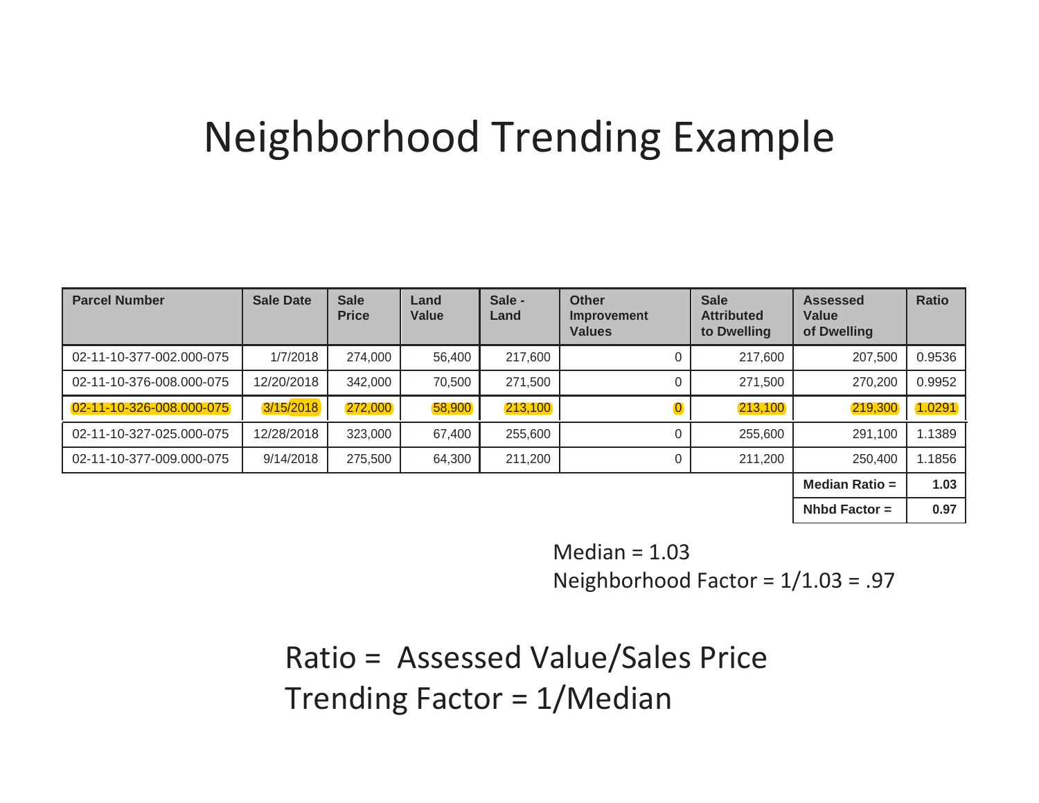# Neighborhood Trending Example

| Parcel Number | Sale Date | Sale Price | Land Value | Sale - Land | Other Improvement Values | Sale Attributed to Dwelling | Assessed Value of Dwelling | Ratio |
|---|---|---|---|---|---|---|---|---|
| 02-11-10-377-002.000-075 | 1/7/2018 | 274,000 | 56,400 | 217,600 | 0 | 217,600 | 207,500 | 0.9536 |
| 02-11-10-376-008.000-075 | 12/20/2018 | 342,000 | 70,500 | 271,500 | 0 | 271,500 | 270,200 | 0.9952 |
| 02-11-10-326-008.000-075 | 3/15/2018 | 272,000 | 58,900 | 213,100 | 0 | 213,100 | 219,300 | 1.0291 |
| 02-11-10-327-025.000-075 | 12/28/2018 | 323,000 | 67,400 | 255,600 | 0 | 255,600 | 291,100 | 1.1389 |
| 02-11-10-377-009.000-075 | 9/14/2018 | 275,500 | 64,300 | 211,200 | 0 | 211,200 | 250,400 | 1.1856 |
| | | | | | | | **Median Ratio =** | **1.03** |
| | | | | | | | **Nhbd Factor =** | **0.97** |

Median = 1.03

Neighborhood Factor = 1/1.03 = .97

Ratio = Assessed Value/Sales Price

Trending Factor = 1/Median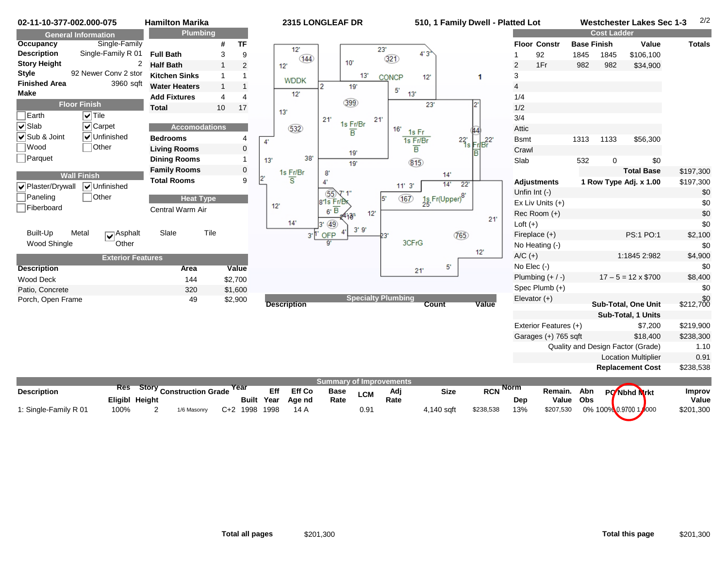**02-11-10-377-002.000-075** **Hamilton Marika** **2315 LONGLEAF DR** **510, 1 Family Dwell - Platted Lot** **Westchester Lakes Sec 1-3**

| General Information | |
|---|---|
| Occupancy | Single-Family |
| Description | Single-Family R 01 |
| Story Height | 2 |
| Style | 92 Newer Conv 2 stor |
| Finished Area | 3960 sqft |
| Make | |

**Floor Finish**

- [ ] Earth
- [x] Tile
- [x] Slab
- [x] Carpet
- [x] Sub & Joint
- [x] Unfinished
- [ ] Wood
- [ ] Other
- [ ] Parquet

**Wall Finish**

- [x] Plaster/Drywall
- [x] Unfinished
- [ ] Paneling
- [ ] Other
- [ ] Fiberboard

**Roofing**

Built-Up, Metal, [x] Asphalt, Slate, Tile, Wood Shingle, Other

| Plumbing | # | TF |
|---|---|---|
| Full Bath | 3 | 9 |
| Half Bath | 1 | 2 |
| Kitchen Sinks | 1 | 1 |
| Water Heaters | 1 | 1 |
| Add Fixtures | 4 | 4 |
| Total | 10 | 17 |

| Accomodations | |
|---|---|
| Bedrooms | 4 |
| Living Rooms | 0 |
| Dining Rooms | 1 |
| Family Rooms | 0 |
| Total Rooms | 9 |

**Heat Type**

Central Warm Air

| Exterior Features | | |
|---|---|---|
| Description | Area | Value |
| Wood Deck | 144 | $2,700 |
| Patio, Concrete | 320 | $1,600 |
| Porch, Open Frame | 49 | $2,900 |

12' 144 12' WDDK 12' 13' 23' 321 4'3" 10' 13' CONCP 12' 1 5' 13' 19' 2 399 23' 2' 532 21' 1s Fr/Br B 21' 16' 1s Fr 1s Fr/Br B 44 22' 22' 1s Fr/Br B 4' 13' 38' 19' 19' 815 1s Fr/Br S 8' 4' 14' 2' 11' 3' 14' 22' 55 7' 1" 5' 167 1s Fr(Upper) 8' 25' 12' 8' 1s Fr/Br 6' B 12' 2' 4' 13' 10' 21' 14' 3' 49 3' 1' OFP 4' 3' 9' 23' 765 9' 3CFrG 12' 21' 5'

| Specialty Plumbing | | |
|---|---|---|
| Description | Count | Value |

| Cost Ladder | | | | | |
|---|---|---|---|---|---|
| Floor | Constr | Base | Finish | Value | Totals |
| 1 | 92 | 1845 | 1845 | $106,100 | |
| 2 | 1Fr | 982 | 982 | $34,900 | |
| 3 | | | | | |
| 4 | | | | | |
| 1/4 | | | | | |
| 1/2 | | | | | |
| 3/4 | | | | | |
| Attic | | | | | |
| Bsmt | | 1313 | 1133 | $56,300 | |
| Crawl | | | | | |
| Slab | | 532 | 0 | $0 | |
| | | | | Total Base | $197,300 |
| Adjustments | | 1 Row Type Adj. x 1.00 | | | $197,300 |
| Unfin Int (-) | | | | | $0 |
| Ex Liv Units (+) | | | | | $0 |
| Rec Room (+) | | | | | $0 |
| Loft (+) | | | | | $0 |
| Fireplace (+) | | | | PS:1 PO:1 | $2,100 |
| No Heating (-) | | | | | $0 |
| A/C (+) | | | | 1:1845 2:982 | $4,900 |
| No Elec (-) | | | | | $0 |
| Plumbing (+ / -) | | | | 17 – 5 = 12 x $700 | $8,400 |
| Spec Plumb (+) | | | | | $0 |
| Elevator (+) | | | | | $0 |
| | | | | Sub-Total, One Unit | $212,700 |
| | | | | Sub-Total, 1 Units | |
| Exterior Features (+) | | | | $7,200 | $219,900 |
| Garages (+) 765 sqft | | | | $18,400 | $238,300 |
| | | | | Quality and Design Factor (Grade) | 1.10 |
| | | | | Location Multiplier | 0.91 |
| | | | | Replacement Cost | $238,538 |

| Summary of Improvements | | | | | | | | | | | | | | | | | | |
|---|---|---|---|---|---|---|---|---|---|---|---|---|---|---|---|---|---|---|
| Description | Res Eligibl | Story Height | Construction | Grade | Year Built | Eff Year | Eff Co Age nd | Base Rate | LCM | Adj Rate | Size | RCN | Norm Dep | Remain. Value | Abn Obs | PC | Nbhd Mrkt | Improv Value |
| 1: Single-Family R 01 | 100% | 2 | 1/6 Masonry | C+2 | 1998 | 1998 | 14 A | | 0.91 | | 4,140 sqft | $238,538 | 13% | $207,530 | 0% | 100% | 0.9700 1.0000 | $201,300 |

**Total all pages** $201,300

**Total this page** $201,300